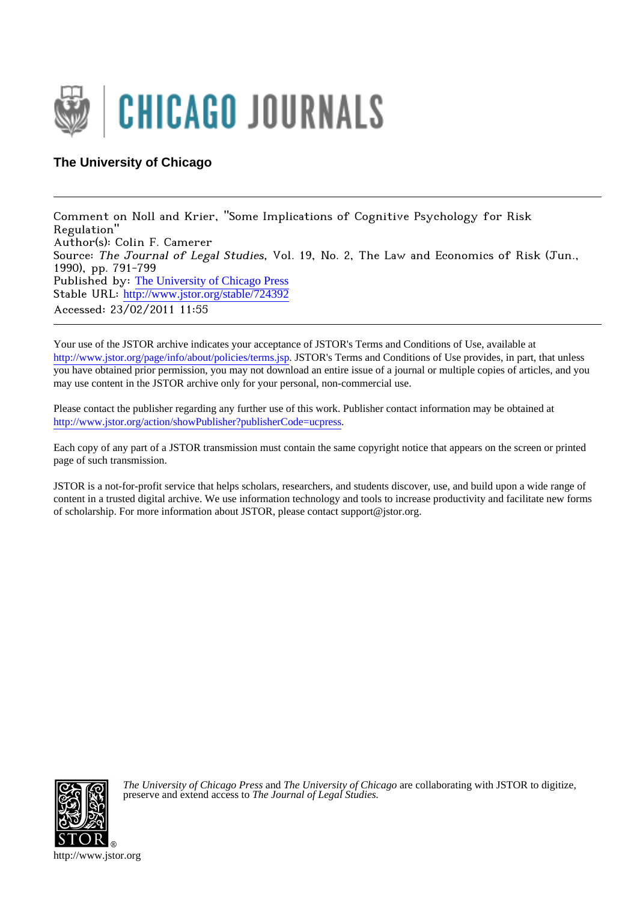CHICAGO JOURNALS

**The University of Chicago**

---

Comment on Noll and Krier, "Some Implications of Cognitive Psychology for Risk Regulation"
Author(s): Colin F. Camerer
Source: *The Journal of Legal Studies*, Vol. 19, No. 2, The Law and Economics of Risk (Jun., 1990), pp. 791-799
Published by: The University of Chicago Press
Stable URL: http://www.jstor.org/stable/724392
Accessed: 23/02/2011 11:55

---

Your use of the JSTOR archive indicates your acceptance of JSTOR's Terms and Conditions of Use, available at http://www.jstor.org/page/info/about/policies/terms.jsp. JSTOR's Terms and Conditions of Use provides, in part, that unless you have obtained prior permission, you may not download an entire issue of a journal or multiple copies of articles, and you may use content in the JSTOR archive only for your personal, non-commercial use.

Please contact the publisher regarding any further use of this work. Publisher contact information may be obtained at http://www.jstor.org/action/showPublisher?publisherCode=ucpress.

Each copy of any part of a JSTOR transmission must contain the same copyright notice that appears on the screen or printed page of such transmission.

JSTOR is a not-for-profit service that helps scholars, researchers, and students discover, use, and build upon a wide range of content in a trusted digital archive. We use information technology and tools to increase productivity and facilitate new forms of scholarship. For more information about JSTOR, please contact support@jstor.org.

*The University of Chicago Press* and *The University of Chicago* are collaborating with JSTOR to digitize, preserve and extend access to *The Journal of Legal Studies.*

http://www.jstor.org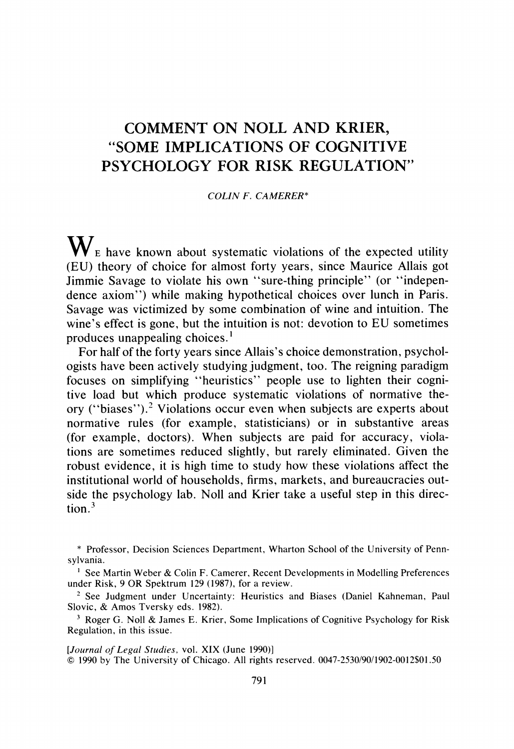# COMMENT ON NOLL AND KRIER, "SOME IMPLICATIONS OF COGNITIVE PSYCHOLOGY FOR RISK REGULATION"

*COLIN F. CAMERER**

We have known about systematic violations of the expected utility (EU) theory of choice for almost forty years, since Maurice Allais got Jimmie Savage to violate his own "sure-thing principle" (or "independence axiom") while making hypothetical choices over lunch in Paris. Savage was victimized by some combination of wine and intuition. The wine's effect is gone, but the intuition is not: devotion to EU sometimes produces unappealing choices.[1]

For half of the forty years since Allais's choice demonstration, psychologists have been actively studying judgment, too. The reigning paradigm focuses on simplifying "heuristics" people use to lighten their cognitive load but which produce systematic violations of normative theory ("biases").[2] Violations occur even when subjects are experts about normative rules (for example, statisticians) or in substantive areas (for example, doctors). When subjects are paid for accuracy, violations are sometimes reduced slightly, but rarely eliminated. Given the robust evidence, it is high time to study how these violations affect the institutional world of households, firms, markets, and bureaucracies outside the psychology lab. Noll and Krier take a useful step in this direction.[3]

\* Professor, Decision Sciences Department, Wharton School of the University of Pennsylvania.

[1] See Martin Weber & Colin F. Camerer, Recent Developments in Modelling Preferences under Risk, 9 OR Spektrum 129 (1987), for a review.

[2] See Judgment under Uncertainty: Heuristics and Biases (Daniel Kahneman, Paul Slovic, & Amos Tversky eds. 1982).

[3] Roger G. Noll & James E. Krier, Some Implications of Cognitive Psychology for Risk Regulation, in this issue.

[*Journal of Legal Studies*, vol. XIX (June 1990)]
© 1990 by The University of Chicago. All rights reserved. 0047-2530/90/1902-0012$01.50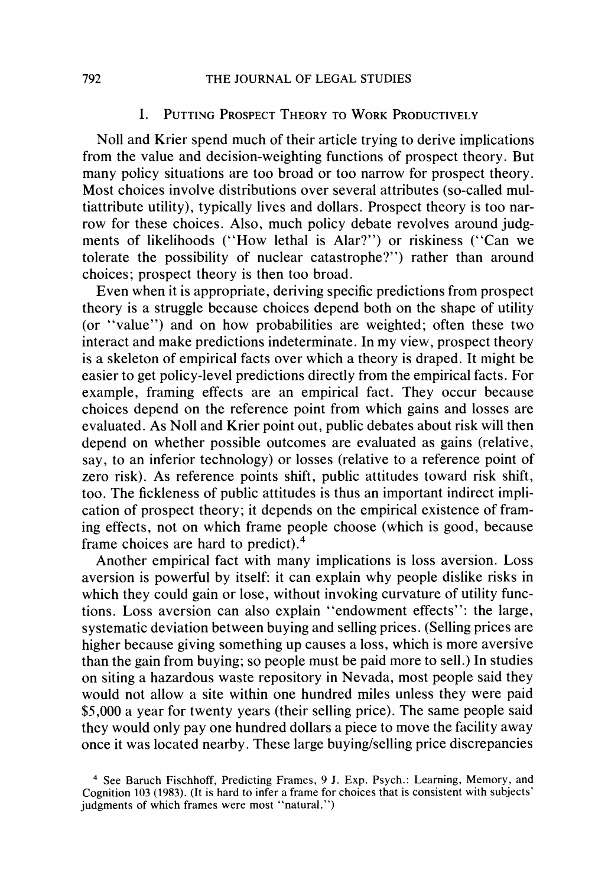## I. Putting Prospect Theory to Work Productively

Noll and Krier spend much of their article trying to derive implications from the value and decision-weighting functions of prospect theory. But many policy situations are too broad or too narrow for prospect theory. Most choices involve distributions over several attributes (so-called multiattribute utility), typically lives and dollars. Prospect theory is too narrow for these choices. Also, much policy debate revolves around judgments of likelihoods ("How lethal is Alar?") or riskiness ("Can we tolerate the possibility of nuclear catastrophe?") rather than around choices; prospect theory is then too broad.

Even when it is appropriate, deriving specific predictions from prospect theory is a struggle because choices depend both on the shape of utility (or "value") and on how probabilities are weighted; often these two interact and make predictions indeterminate. In my view, prospect theory is a skeleton of empirical facts over which a theory is draped. It might be easier to get policy-level predictions directly from the empirical facts. For example, framing effects are an empirical fact. They occur because choices depend on the reference point from which gains and losses are evaluated. As Noll and Krier point out, public debates about risk will then depend on whether possible outcomes are evaluated as gains (relative, say, to an inferior technology) or losses (relative to a reference point of zero risk). As reference points shift, public attitudes toward risk shift, too. The fickleness of public attitudes is thus an important indirect implication of prospect theory; it depends on the empirical existence of framing effects, not on which frame people choose (which is good, because frame choices are hard to predict).[4]

Another empirical fact with many implications is loss aversion. Loss aversion is powerful by itself: it can explain why people dislike risks in which they could gain or lose, without invoking curvature of utility functions. Loss aversion can also explain "endowment effects": the large, systematic deviation between buying and selling prices. (Selling prices are higher because giving something up causes a loss, which is more aversive than the gain from buying; so people must be paid more to sell.) In studies on siting a hazardous waste repository in Nevada, most people said they would not allow a site within one hundred miles unless they were paid $5,000 a year for twenty years (their selling price). The same people said they would only pay one hundred dollars a piece to move the facility away once it was located nearby. These large buying/selling price discrepancies

[4] See Baruch Fischhoff, Predicting Frames, 9 J. Exp. Psych.: Learning, Memory, and Cognition 103 (1983). (It is hard to infer a frame for choices that is consistent with subjects' judgments of which frames were most "natural.")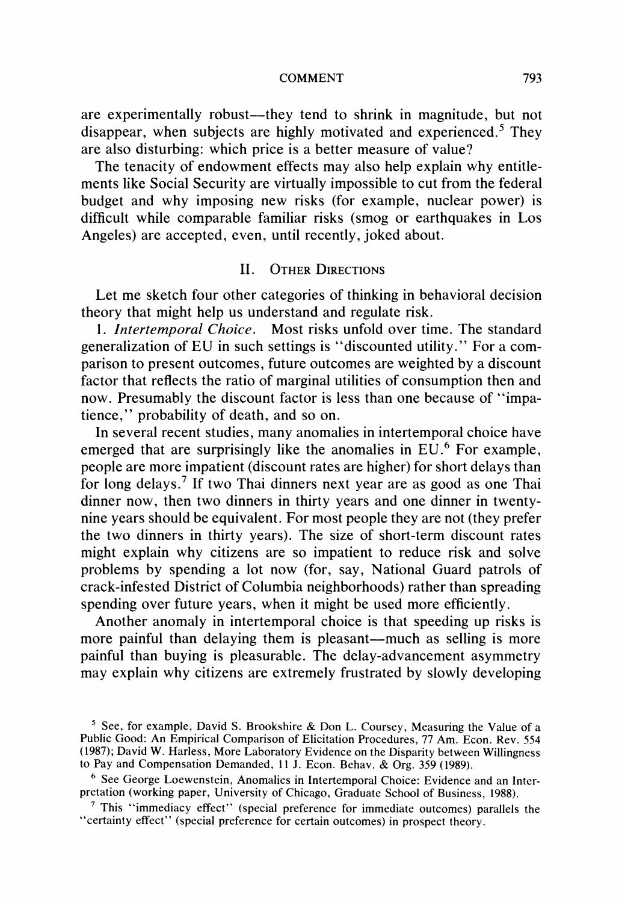are experimentally robust—they tend to shrink in magnitude, but not disappear, when subjects are highly motivated and experienced.[5] They are also disturbing: which price is a better measure of value?

The tenacity of endowment effects may also help explain why entitlements like Social Security are virtually impossible to cut from the federal budget and why imposing new risks (for example, nuclear power) is difficult while comparable familiar risks (smog or earthquakes in Los Angeles) are accepted, even, until recently, joked about.

## II. Other Directions

Let me sketch four other categories of thinking in behavioral decision theory that might help us understand and regulate risk.

1. *Intertemporal Choice*. Most risks unfold over time. The standard generalization of EU in such settings is "discounted utility." For a comparison to present outcomes, future outcomes are weighted by a discount factor that reflects the ratio of marginal utilities of consumption then and now. Presumably the discount factor is less than one because of "impatience," probability of death, and so on.

In several recent studies, many anomalies in intertemporal choice have emerged that are surprisingly like the anomalies in EU.[6] For example, people are more impatient (discount rates are higher) for short delays than for long delays.[7] If two Thai dinners next year are as good as one Thai dinner now, then two dinners in thirty years and one dinner in twenty-nine years should be equivalent. For most people they are not (they prefer the two dinners in thirty years). The size of short-term discount rates might explain why citizens are so impatient to reduce risk and solve problems by spending a lot now (for, say, National Guard patrols of crack-infested District of Columbia neighborhoods) rather than spreading spending over future years, when it might be used more efficiently.

Another anomaly in intertemporal choice is that speeding up risks is more painful than delaying them is pleasant—much as selling is more painful than buying is pleasurable. The delay-advancement asymmetry may explain why citizens are extremely frustrated by slowly developing

---

[5] See, for example, David S. Brookshire & Don L. Coursey, Measuring the Value of a Public Good: An Empirical Comparison of Elicitation Procedures, 77 Am. Econ. Rev. 554 (1987); David W. Harless, More Laboratory Evidence on the Disparity between Willingness to Pay and Compensation Demanded, 11 J. Econ. Behav. & Org. 359 (1989).

[6] See George Loewenstein, Anomalies in Intertemporal Choice: Evidence and an Interpretation (working paper, University of Chicago, Graduate School of Business, 1988).

[7] This "immediacy effect" (special preference for immediate outcomes) parallels the "certainty effect" (special preference for certain outcomes) in prospect theory.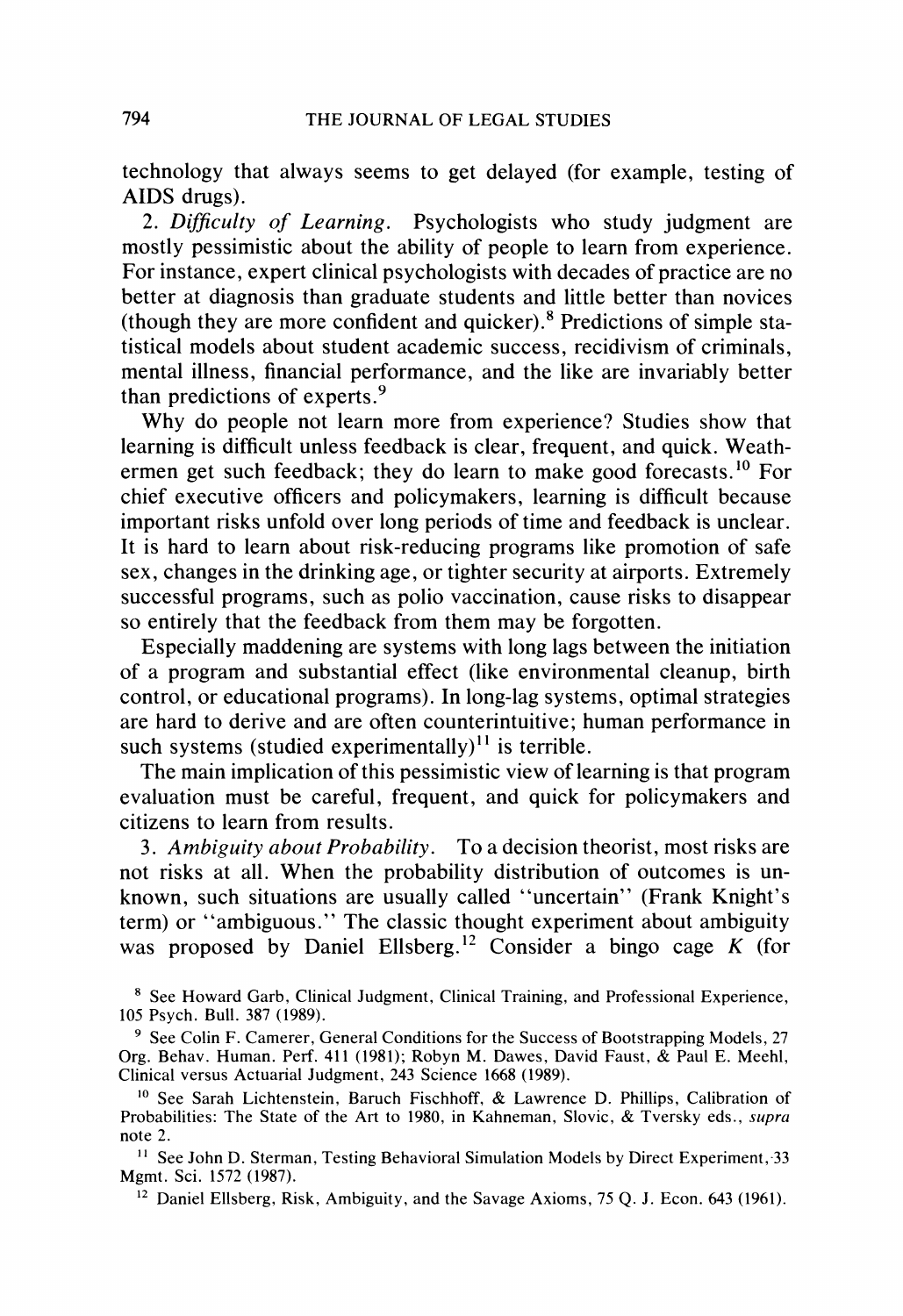technology that always seems to get delayed (for example, testing of AIDS drugs).

2. *Difficulty of Learning.* Psychologists who study judgment are mostly pessimistic about the ability of people to learn from experience. For instance, expert clinical psychologists with decades of practice are no better at diagnosis than graduate students and little better than novices (though they are more confident and quicker).[8] Predictions of simple statistical models about student academic success, recidivism of criminals, mental illness, financial performance, and the like are invariably better than predictions of experts.[9]

Why do people not learn more from experience? Studies show that learning is difficult unless feedback is clear, frequent, and quick. Weathermen get such feedback; they do learn to make good forecasts.[10] For chief executive officers and policymakers, learning is difficult because important risks unfold over long periods of time and feedback is unclear. It is hard to learn about risk-reducing programs like promotion of safe sex, changes in the drinking age, or tighter security at airports. Extremely successful programs, such as polio vaccination, cause risks to disappear so entirely that the feedback from them may be forgotten.

Especially maddening are systems with long lags between the initiation of a program and substantial effect (like environmental cleanup, birth control, or educational programs). In long-lag systems, optimal strategies are hard to derive and are often counterintuitive; human performance in such systems (studied experimentally)[11] is terrible.

The main implication of this pessimistic view of learning is that program evaluation must be careful, frequent, and quick for policymakers and citizens to learn from results.

3. *Ambiguity about Probability.* To a decision theorist, most risks are not risks at all. When the probability distribution of outcomes is unknown, such situations are usually called "uncertain" (Frank Knight's term) or "ambiguous." The classic thought experiment about ambiguity was proposed by Daniel Ellsberg.[12] Consider a bingo cage $K$ (for

---

[8] See Howard Garb, Clinical Judgment, Clinical Training, and Professional Experience, 105 Psych. Bull. 387 (1989).

[9] See Colin F. Camerer, General Conditions for the Success of Bootstrapping Models, 27 Org. Behav. Human. Perf. 411 (1981); Robyn M. Dawes, David Faust, & Paul E. Meehl, Clinical versus Actuarial Judgment, 243 Science 1668 (1989).

[10] See Sarah Lichtenstein, Baruch Fischhoff, & Lawrence D. Phillips, Calibration of Probabilities: The State of the Art to 1980, in Kahneman, Slovic, & Tversky eds., *supra* note 2.

[11] See John D. Sterman, Testing Behavioral Simulation Models by Direct Experiment, 33 Mgmt. Sci. 1572 (1987).

[12] Daniel Ellsberg, Risk, Ambiguity, and the Savage Axioms, 75 Q. J. Econ. 643 (1961).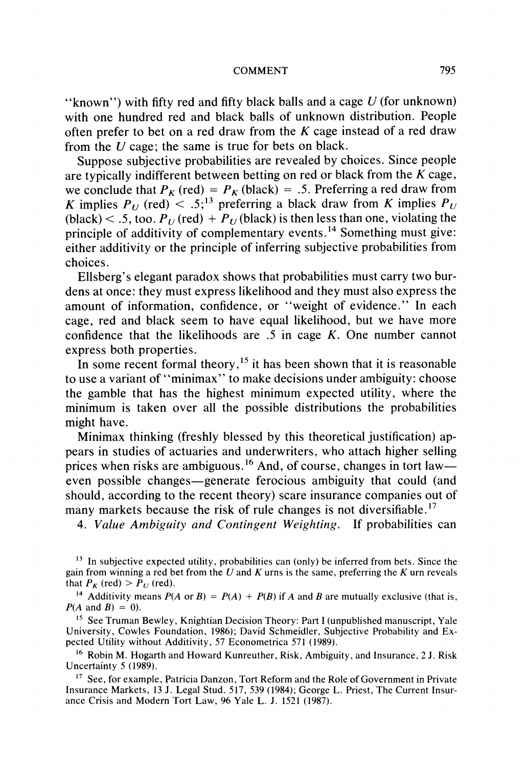"known") with fifty red and fifty black balls and a cage $U$ (for unknown) with one hundred red and black balls of unknown distribution. People often prefer to bet on a red draw from the $K$ cage instead of a red draw from the $U$ cage; the same is true for bets on black.

Suppose subjective probabilities are revealed by choices. Since people are typically indifferent between betting on red or black from the $K$ cage, we conclude that $P_K$ (red) $=$ $P_K$ (black) $= .5$. Preferring a red draw from $K$ implies $P_U$ (red) $< .5$;[13] preferring a black draw from $K$ implies $P_U$ (black) $< .5$, too. $P_U$ (red) $+$ $P_U$ (black) is then less than one, violating the principle of additivity of complementary events.[14] Something must give: either additivity or the principle of inferring subjective probabilities from choices.

Ellsberg's elegant paradox shows that probabilities must carry two burdens at once: they must express likelihood and they must also express the amount of information, confidence, or "weight of evidence." In each cage, red and black seem to have equal likelihood, but we have more confidence that the likelihoods are .5 in cage $K$. One number cannot express both properties.

In some recent formal theory,[15] it has been shown that it is reasonable to use a variant of "minimax" to make decisions under ambiguity: choose the gamble that has the highest minimum expected utility, where the minimum is taken over all the possible distributions the probabilities might have.

Minimax thinking (freshly blessed by this theoretical justification) appears in studies of actuaries and underwriters, who attach higher selling prices when risks are ambiguous.[16] And, of course, changes in tort law—even possible changes—generate ferocious ambiguity that could (and should, according to the recent theory) scare insurance companies out of many markets because the risk of rule changes is not diversifiable.[17]

4. *Value Ambiguity and Contingent Weighting.* If probabilities can

---

[13] In subjective expected utility, probabilities can (only) be inferred from bets. Since the gain from winning a red bet from the $U$ and $K$ urns is the same, preferring the $K$ urn reveals that $P_K$ (red) $>$ $P_U$ (red).

[14] Additivity means $P(A \text{ or } B) = P(A) + P(B)$ if $A$ and $B$ are mutually exclusive (that is, $P(A \text{ and } B) = 0$).

[15] See Truman Bewley, Knightian Decision Theory: Part I (unpublished manuscript, Yale University, Cowles Foundation, 1986); David Schmeidler, Subjective Probability and Expected Utility without Additivity, 57 Econometrica 571 (1989).

[16] Robin M. Hogarth and Howard Kunreuther, Risk, Ambiguity, and Insurance, 2 J. Risk Uncertainty 5 (1989).

[17] See, for example, Patricia Danzon, Tort Reform and the Role of Government in Private Insurance Markets, 13 J. Legal Stud. 517, 539 (1984); George L. Priest, The Current Insurance Crisis and Modern Tort Law, 96 Yale L. J. 1521 (1987).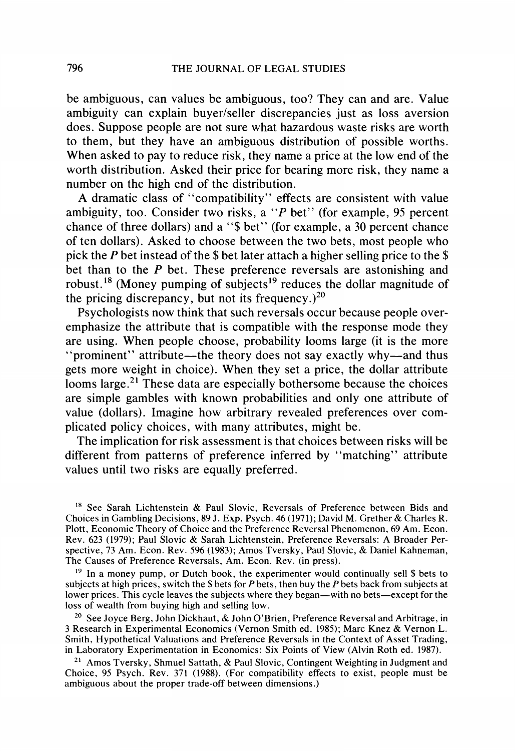be ambiguous, can values be ambiguous, too? They can and are. Value ambiguity can explain buyer/seller discrepancies just as loss aversion does. Suppose people are not sure what hazardous waste risks are worth to them, but they have an ambiguous distribution of possible worths. When asked to pay to reduce risk, they name a price at the low end of the worth distribution. Asked their price for bearing more risk, they name a number on the high end of the distribution.

A dramatic class of "compatibility" effects are consistent with value ambiguity, too. Consider two risks, a "*P* bet" (for example, 95 percent chance of three dollars) and a "$ bet" (for example, a 30 percent chance of ten dollars). Asked to choose between the two bets, most people who pick the *P* bet instead of the $ bet later attach a higher selling price to the $ bet than to the *P* bet. These preference reversals are astonishing and robust.[18] (Money pumping of subjects[19] reduces the dollar magnitude of the pricing discrepancy, but not its frequency.)[20]

Psychologists now think that such reversals occur because people overemphasize the attribute that is compatible with the response mode they are using. When people choose, probability looms large (it is the more "prominent" attribute—the theory does not say exactly why—and thus gets more weight in choice). When they set a price, the dollar attribute looms large.[21] These data are especially bothersome because the choices are simple gambles with known probabilities and only one attribute of value (dollars). Imagine how arbitrary revealed preferences over complicated policy choices, with many attributes, might be.

The implication for risk assessment is that choices between risks will be different from patterns of preference inferred by "matching" attribute values until two risks are equally preferred.

[18] See Sarah Lichtenstein & Paul Slovic, Reversals of Preference between Bids and Choices in Gambling Decisions, 89 J. Exp. Psych. 46 (1971); David M. Grether & Charles R. Plott, Economic Theory of Choice and the Preference Reversal Phenomenon, 69 Am. Econ. Rev. 623 (1979); Paul Slovic & Sarah Lichtenstein, Preference Reversals: A Broader Perspective, 73 Am. Econ. Rev. 596 (1983); Amos Tversky, Paul Slovic, & Daniel Kahneman, The Causes of Preference Reversals, Am. Econ. Rev. (in press).

[19] In a money pump, or Dutch book, the experimenter would continually sell $ bets to subjects at high prices, switch the $ bets for *P* bets, then buy the *P* bets back from subjects at lower prices. This cycle leaves the subjects where they began—with no bets—except for the loss of wealth from buying high and selling low.

[20] See Joyce Berg, John Dickhaut, & John O'Brien, Preference Reversal and Arbitrage, in 3 Research in Experimental Economics (Vernon Smith ed. 1985); Marc Knez & Vernon L. Smith, Hypothetical Valuations and Preference Reversals in the Context of Asset Trading, in Laboratory Experimentation in Economics: Six Points of View (Alvin Roth ed. 1987).

[21] Amos Tversky, Shmuel Sattath, & Paul Slovic, Contingent Weighting in Judgment and Choice, 95 Psych. Rev. 371 (1988). (For compatibility effects to exist, people must be ambiguous about the proper trade-off between dimensions.)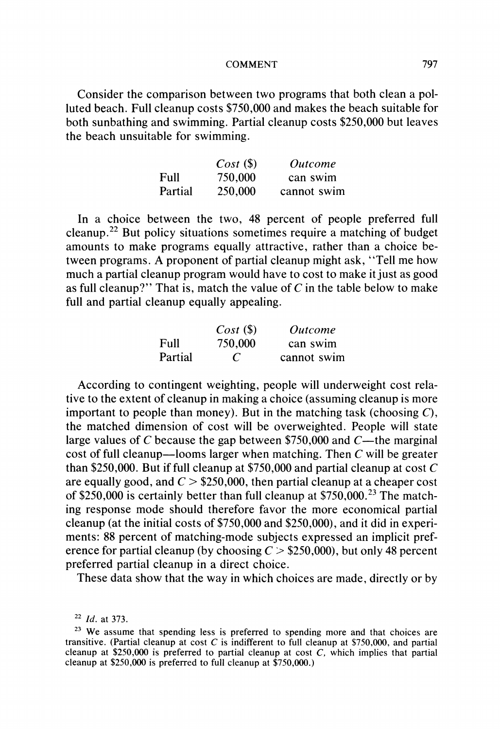Consider the comparison between two programs that both clean a polluted beach. Full cleanup costs $750,000 and makes the beach suitable for both sunbathing and swimming. Partial cleanup costs $250,000 but leaves the beach unsuitable for swimming.

| | *Cost* ($) | *Outcome* |
|---|---|---|
| Full | 750,000 | can swim |
| Partial | 250,000 | cannot swim |

In a choice between the two, 48 percent of people preferred full cleanup.[22] But policy situations sometimes require a matching of budget amounts to make programs equally attractive, rather than a choice between programs. A proponent of partial cleanup might ask, "Tell me how much a partial cleanup program would have to cost to make it just as good as full cleanup?" That is, match the value of $C$ in the table below to make full and partial cleanup equally appealing.

| | *Cost* ($) | *Outcome* |
|---|---|---|
| Full | 750,000 | can swim |
| Partial | $C$ | cannot swim |

According to contingent weighting, people will underweight cost relative to the extent of cleanup in making a choice (assuming cleanup is more important to people than money). But in the matching task (choosing $C$), the matched dimension of cost will be overweighted. People will state large values of $C$ because the gap between $750,000 and $C$—the marginal cost of full cleanup—looms larger when matching. Then $C$ will be greater than $250,000. But if full cleanup at $750,000 and partial cleanup at cost $C$ are equally good, and $C >$ $250,000, then partial cleanup at a cheaper cost of $250,000 is certainly better than full cleanup at $750,000.[23] The matching response mode should therefore favor the more economical partial cleanup (at the initial costs of $750,000 and $250,000), and it did in experiments: 88 percent of matching-mode subjects expressed an implicit preference for partial cleanup (by choosing $C >$ $250,000), but only 48 percent preferred partial cleanup in a direct choice.

These data show that the way in which choices are made, directly or by

[22] *Id.* at 373.

[23] We assume that spending less is preferred to spending more and that choices are transitive. (Partial cleanup at cost $C$ is indifferent to full cleanup at $750,000, and partial cleanup at $250,000 is preferred to partial cleanup at cost $C$, which implies that partial cleanup at $250,000 is preferred to full cleanup at $750,000.)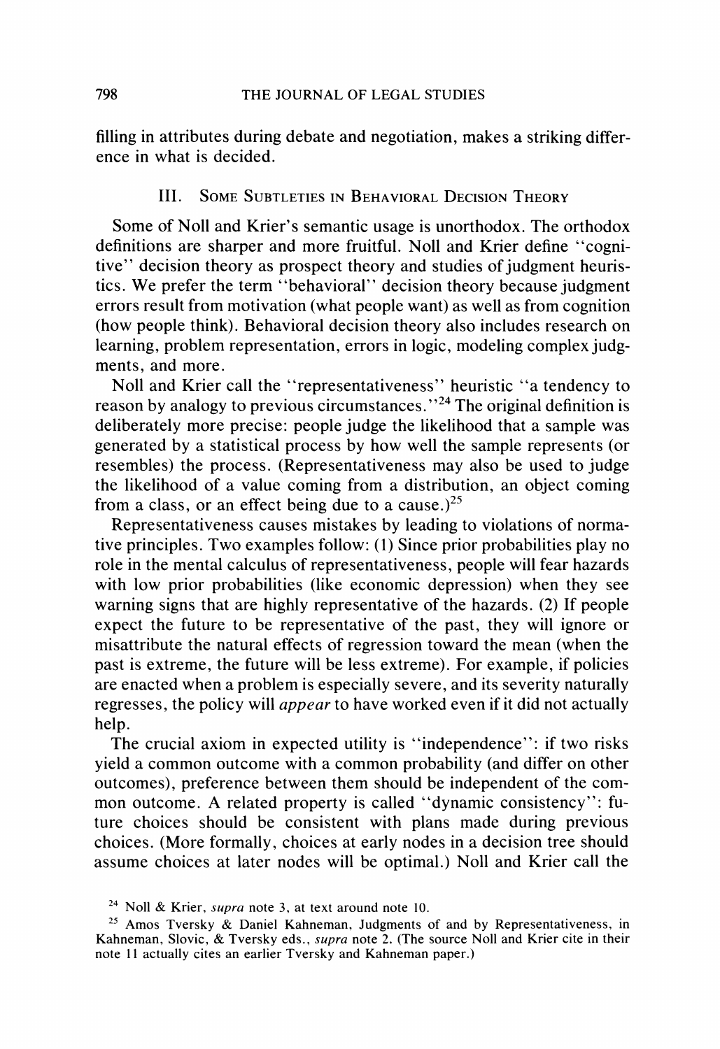filling in attributes during debate and negotiation, makes a striking difference in what is decided.

## III. Some Subtleties in Behavioral Decision Theory

Some of Noll and Krier's semantic usage is unorthodox. The orthodox definitions are sharper and more fruitful. Noll and Krier define "cognitive" decision theory as prospect theory and studies of judgment heuristics. We prefer the term "behavioral" decision theory because judgment errors result from motivation (what people want) as well as from cognition (how people think). Behavioral decision theory also includes research on learning, problem representation, errors in logic, modeling complex judgments, and more.

Noll and Krier call the "representativeness" heuristic "a tendency to reason by analogy to previous circumstances."[24] The original definition is deliberately more precise: people judge the likelihood that a sample was generated by a statistical process by how well the sample represents (or resembles) the process. (Representativeness may also be used to judge the likelihood of a value coming from a distribution, an object coming from a class, or an effect being due to a cause.)[25]

Representativeness causes mistakes by leading to violations of normative principles. Two examples follow: (1) Since prior probabilities play no role in the mental calculus of representativeness, people will fear hazards with low prior probabilities (like economic depression) when they see warning signs that are highly representative of the hazards. (2) If people expect the future to be representative of the past, they will ignore or misattribute the natural effects of regression toward the mean (when the past is extreme, the future will be less extreme). For example, if policies are enacted when a problem is especially severe, and its severity naturally regresses, the policy will *appear* to have worked even if it did not actually help.

The crucial axiom in expected utility is "independence": if two risks yield a common outcome with a common probability (and differ on other outcomes), preference between them should be independent of the common outcome. A related property is called "dynamic consistency": future choices should be consistent with plans made during previous choices. (More formally, choices at early nodes in a decision tree should assume choices at later nodes will be optimal.) Noll and Krier call the

---

[24] Noll & Krier, *supra* note 3, at text around note 10.

[25] Amos Tversky & Daniel Kahneman, Judgments of and by Representativeness, in Kahneman, Slovic, & Tversky eds., *supra* note 2. (The source Noll and Krier cite in their note 11 actually cites an earlier Tversky and Kahneman paper.)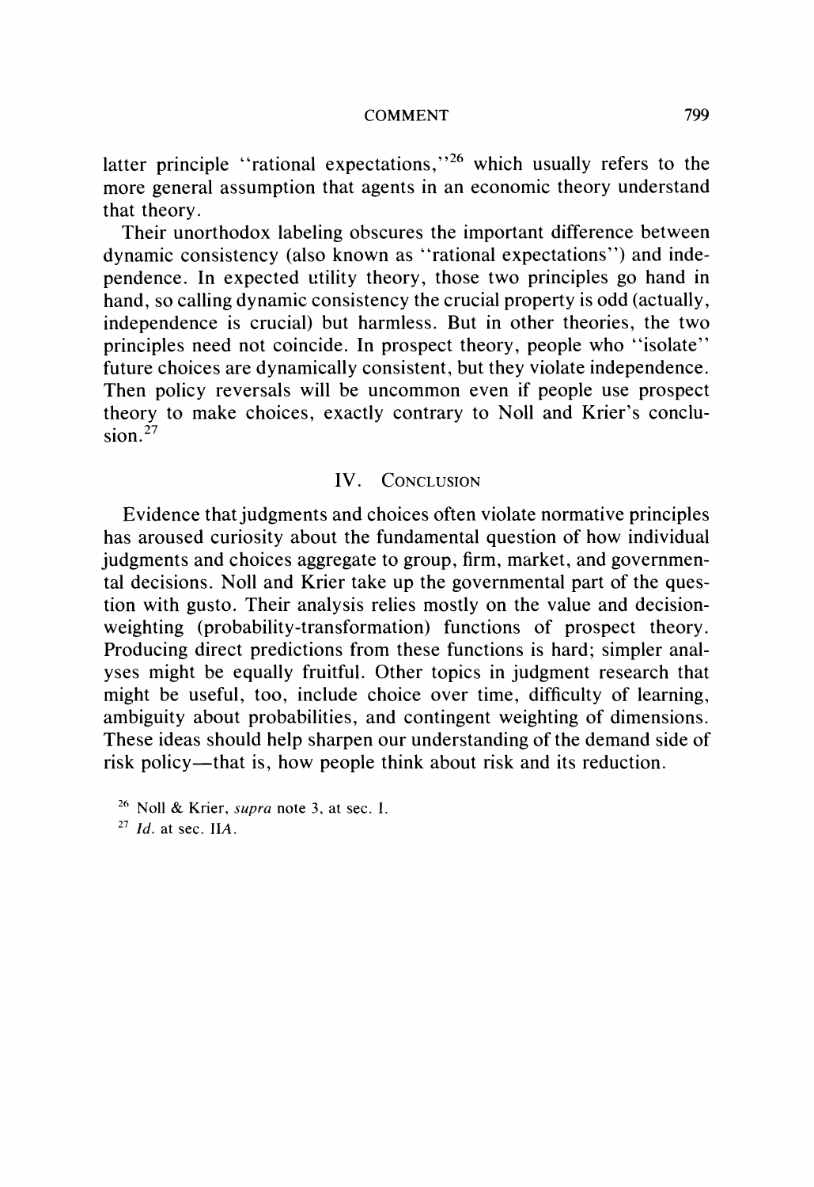latter principle "rational expectations,"[26] which usually refers to the more general assumption that agents in an economic theory understand that theory.

Their unorthodox labeling obscures the important difference between dynamic consistency (also known as "rational expectations") and independence. In expected utility theory, those two principles go hand in hand, so calling dynamic consistency the crucial property is odd (actually, independence is crucial) but harmless. But in other theories, the two principles need not coincide. In prospect theory, people who "isolate" future choices are dynamically consistent, but they violate independence. Then policy reversals will be uncommon even if people use prospect theory to make choices, exactly contrary to Noll and Krier's conclusion.[27]

## IV. Conclusion

Evidence that judgments and choices often violate normative principles has aroused curiosity about the fundamental question of how individual judgments and choices aggregate to group, firm, market, and governmental decisions. Noll and Krier take up the governmental part of the question with gusto. Their analysis relies mostly on the value and decision-weighting (probability-transformation) functions of prospect theory. Producing direct predictions from these functions is hard; simpler analyses might be equally fruitful. Other topics in judgment research that might be useful, too, include choice over time, difficulty of learning, ambiguity about probabilities, and contingent weighting of dimensions. These ideas should help sharpen our understanding of the demand side of risk policy—that is, how people think about risk and its reduction.

[26] Noll & Krier, *supra* note 3, at sec. I.

[27] *Id.* at sec. IIA.